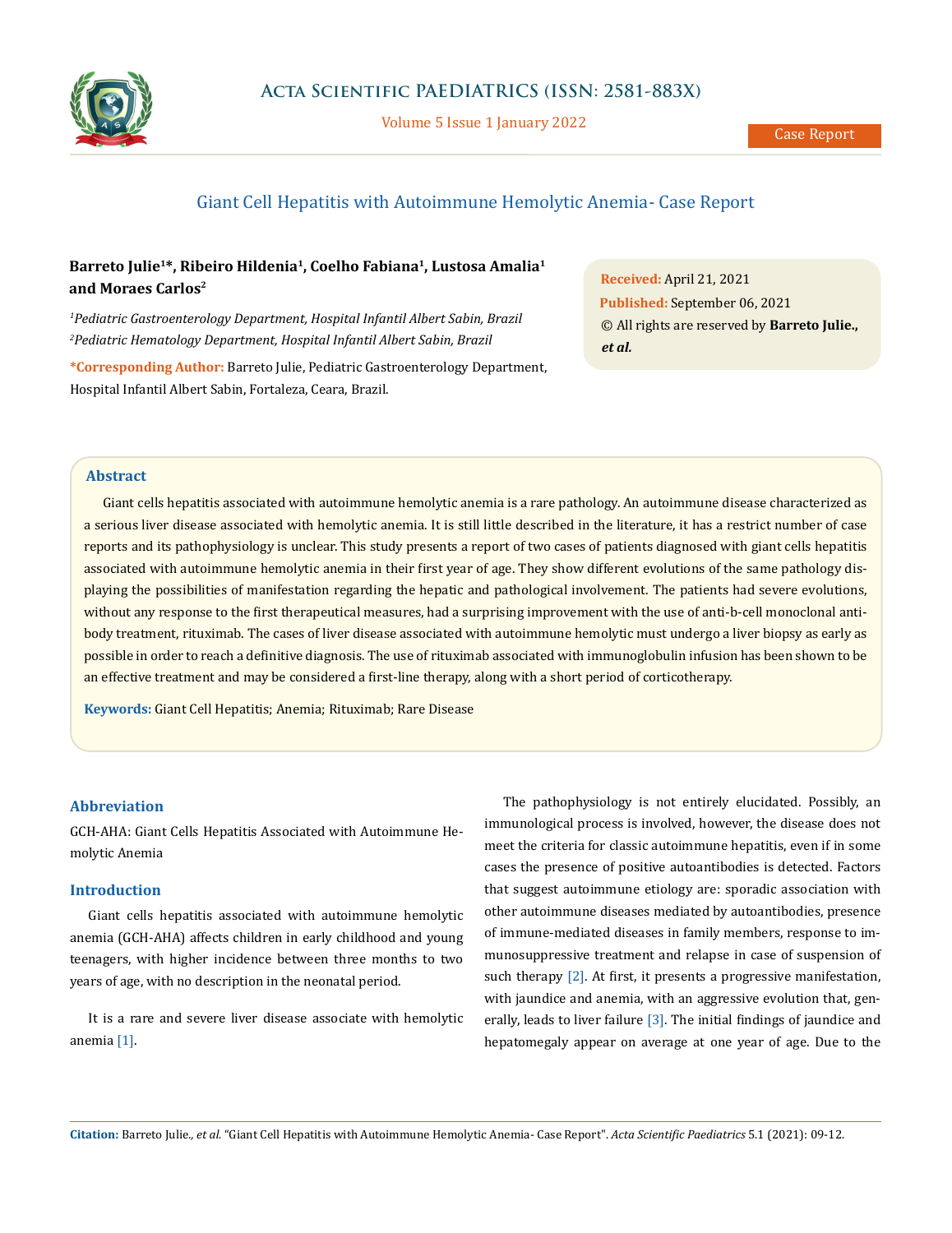Case Report

# Giant Cell Hepatitis with Autoimmune Hemolytic Anemia- Case Report

**Barreto Julie[1]*, Ribeiro Hildenia[1], Coelho Fabiana[1], Lustosa Amalia[1] and Moraes Carlos[2]**

[1]*Pediatric Gastroenterology Department, Hospital Infantil Albert Sabin, Brazil*

[2]*Pediatric Hematology Department, Hospital Infantil Albert Sabin, Brazil*

***Corresponding Author:** Barreto Julie, Pediatric Gastroenterology Department, Hospital Infantil Albert Sabin, Fortaleza, Ceara, Brazil.

**Received:** April 21, 2021

**Published:** September 06, 2021

© All rights are reserved by **Barreto Julie., *et al.***

## Abstract

Giant cells hepatitis associated with autoimmune hemolytic anemia is a rare pathology. An autoimmune disease characterized as a serious liver disease associated with hemolytic anemia. It is still little described in the literature, it has a restrict number of case reports and its pathophysiology is unclear. This study presents a report of two cases of patients diagnosed with giant cells hepatitis associated with autoimmune hemolytic anemia in their first year of age. They show different evolutions of the same pathology displaying the possibilities of manifestation regarding the hepatic and pathological involvement. The patients had severe evolutions, without any response to the first therapeutical measures, had a surprising improvement with the use of anti-b-cell monoclonal antibody treatment, rituximab. The cases of liver disease associated with autoimmune hemolytic must undergo a liver biopsy as early as possible in order to reach a definitive diagnosis. The use of rituximab associated with immunoglobulin infusion has been shown to be an effective treatment and may be considered a first-line therapy, along with a short period of corticotherapy.

**Keywords:** Giant Cell Hepatitis; Anemia; Rituximab; Rare Disease

## Abbreviation

GCH-AHA: Giant Cells Hepatitis Associated with Autoimmune Hemolytic Anemia

## Introduction

Giant cells hepatitis associated with autoimmune hemolytic anemia (GCH-AHA) affects children in early childhood and young teenagers, with higher incidence between three months to two years of age, with no description in the neonatal period.

It is a rare and severe liver disease associate with hemolytic anemia [1].

The pathophysiology is not entirely elucidated. Possibly, an immunological process is involved, however, the disease does not meet the criteria for classic autoimmune hepatitis, even if in some cases the presence of positive autoantibodies is detected. Factors that suggest autoimmune etiology are: sporadic association with other autoimmune diseases mediated by autoantibodies, presence of immune-mediated diseases in family members, response to immunosuppressive treatment and relapse in case of suspension of such therapy [2]. At first, it presents a progressive manifestation, with jaundice and anemia, with an aggressive evolution that, generally, leads to liver failure [3]. The initial findings of jaundice and hepatomegaly appear on average at one year of age. Due to the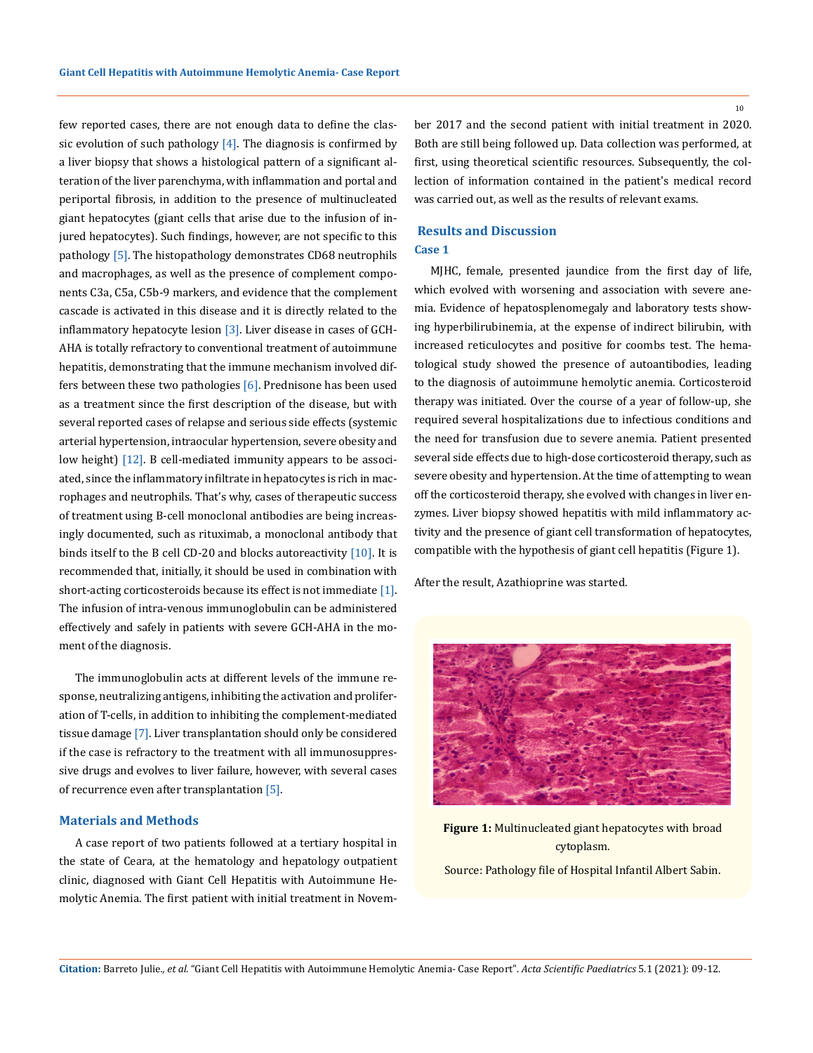few reported cases, there are not enough data to define the classic evolution of such pathology [4]. The diagnosis is confirmed by a liver biopsy that shows a histological pattern of a significant alteration of the liver parenchyma, with inflammation and portal and periportal fibrosis, in addition to the presence of multinucleated giant hepatocytes (giant cells that arise due to the infusion of injured hepatocytes). Such findings, however, are not specific to this pathology [5]. The histopathology demonstrates CD68 neutrophils and macrophages, as well as the presence of complement components C3a, C5a, C5b-9 markers, and evidence that the complement cascade is activated in this disease and it is directly related to the inflammatory hepatocyte lesion [3]. Liver disease in cases of GCH-AHA is totally refractory to conventional treatment of autoimmune hepatitis, demonstrating that the immune mechanism involved differs between these two pathologies [6]. Prednisone has been used as a treatment since the first description of the disease, but with several reported cases of relapse and serious side effects (systemic arterial hypertension, intraocular hypertension, severe obesity and low height) [12]. B cell-mediated immunity appears to be associated, since the inflammatory infiltrate in hepatocytes is rich in macrophages and neutrophils. That's why, cases of therapeutic success of treatment using B-cell monoclonal antibodies are being increasingly documented, such as rituximab, a monoclonal antibody that binds itself to the B cell CD-20 and blocks autoreactivity [10]. It is recommended that, initially, it should be used in combination with short-acting corticosteroids because its effect is not immediate [1]. The infusion of intra-venous immunoglobulin can be administered effectively and safely in patients with severe GCH-AHA in the moment of the diagnosis.

The immunoglobulin acts at different levels of the immune response, neutralizing antigens, inhibiting the activation and proliferation of T-cells, in addition to inhibiting the complement-mediated tissue damage [7]. Liver transplantation should only be considered if the case is refractory to the treatment with all immunosuppressive drugs and evolves to liver failure, however, with several cases of recurrence even after transplantation [5].

## Materials and Methods

A case report of two patients followed at a tertiary hospital in the state of Ceara, at the hematology and hepatology outpatient clinic, diagnosed with Giant Cell Hepatitis with Autoimmune Hemolytic Anemia. The first patient with initial treatment in November 2017 and the second patient with initial treatment in 2020. Both are still being followed up. Data collection was performed, at first, using theoretical scientific resources. Subsequently, the collection of information contained in the patient's medical record was carried out, as well as the results of relevant exams.

## Results and Discussion

### Case 1

MJHC, female, presented jaundice from the first day of life, which evolved with worsening and association with severe anemia. Evidence of hepatosplenomegaly and laboratory tests showing hyperbilirubinemia, at the expense of indirect bilirubin, with increased reticulocytes and positive for coombs test. The hematological study showed the presence of autoantibodies, leading to the diagnosis of autoimmune hemolytic anemia. Corticosteroid therapy was initiated. Over the course of a year of follow-up, she required several hospitalizations due to infectious conditions and the need for transfusion due to severe anemia. Patient presented several side effects due to high-dose corticosteroid therapy, such as severe obesity and hypertension. At the time of attempting to wean off the corticosteroid therapy, she evolved with changes in liver enzymes. Liver biopsy showed hepatitis with mild inflammatory activity and the presence of giant cell transformation of hepatocytes, compatible with the hypothesis of giant cell hepatitis (Figure 1).

After the result, Azathioprine was started.

**Figure 1:** Multinucleated giant hepatocytes with broad cytoplasm.

Source: Pathology file of Hospital Infantil Albert Sabin.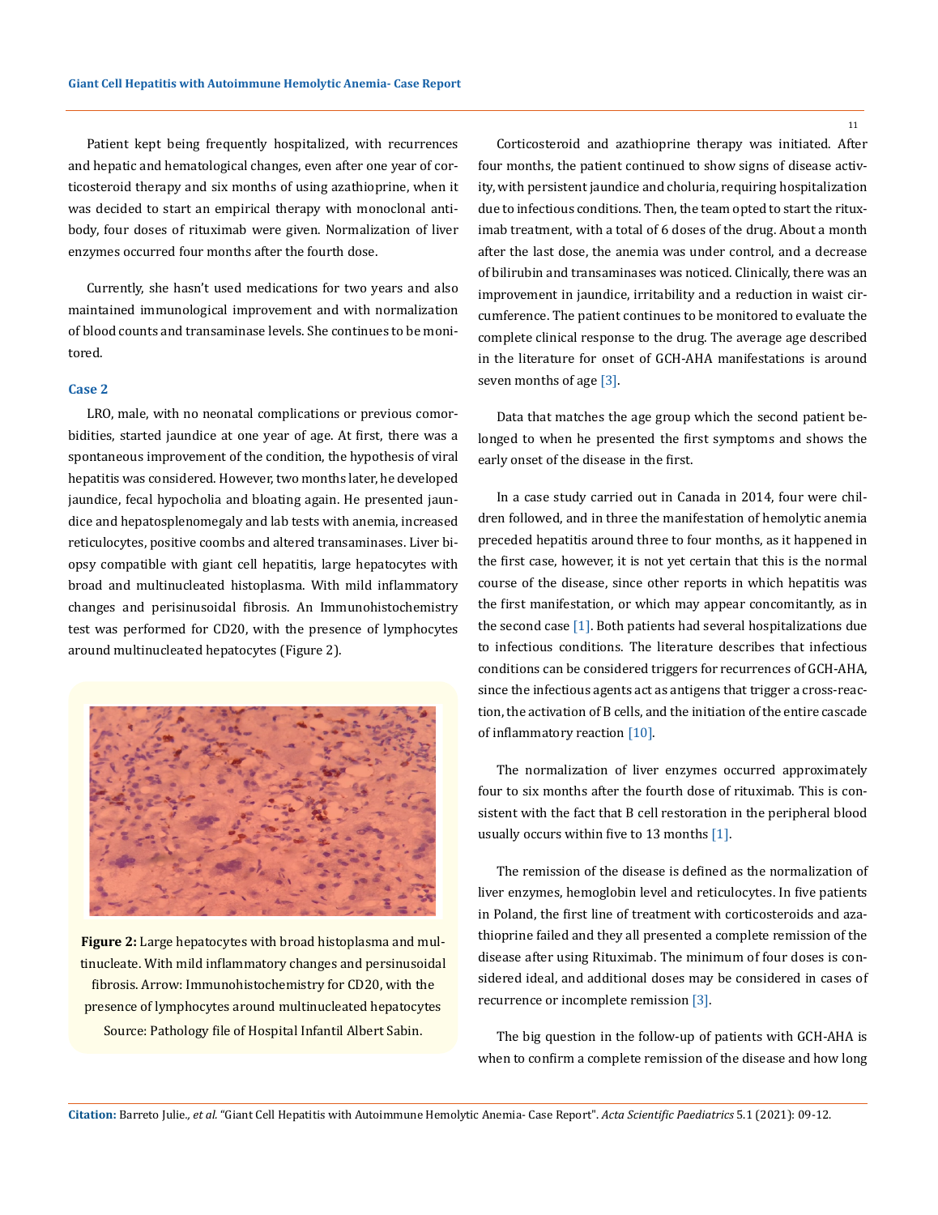Patient kept being frequently hospitalized, with recurrences and hepatic and hematological changes, even after one year of corticosteroid therapy and six months of using azathioprine, when it was decided to start an empirical therapy with monoclonal antibody, four doses of rituximab were given. Normalization of liver enzymes occurred four months after the fourth dose.

Currently, she hasn't used medications for two years and also maintained immunological improvement and with normalization of blood counts and transaminase levels. She continues to be monitored.

### Case 2

LRO, male, with no neonatal complications or previous comorbidities, started jaundice at one year of age. At first, there was a spontaneous improvement of the condition, the hypothesis of viral hepatitis was considered. However, two months later, he developed jaundice, fecal hypocholia and bloating again. He presented jaundice and hepatosplenomegaly and lab tests with anemia, increased reticulocytes, positive coombs and altered transaminases. Liver biopsy compatible with giant cell hepatitis, large hepatocytes with broad and multinucleated histoplasma. With mild inflammatory changes and perisinusoidal fibrosis. An Immunohistochemistry test was performed for CD20, with the presence of lymphocytes around multinucleated hepatocytes (Figure 2).

**Figure 2:** Large hepatocytes with broad histoplasma and multinucleate. With mild inflammatory changes and persinusoidal fibrosis. Arrow: Immunohistochemistry for CD20, with the presence of lymphocytes around multinucleated hepatocytes
Source: Pathology file of Hospital Infantil Albert Sabin.

Corticosteroid and azathioprine therapy was initiated. After four months, the patient continued to show signs of disease activity, with persistent jaundice and choluria, requiring hospitalization due to infectious conditions. Then, the team opted to start the rituximab treatment, with a total of 6 doses of the drug. About a month after the last dose, the anemia was under control, and a decrease of bilirubin and transaminases was noticed. Clinically, there was an improvement in jaundice, irritability and a reduction in waist circumference. The patient continues to be monitored to evaluate the complete clinical response to the drug. The average age described in the literature for onset of GCH-AHA manifestations is around seven months of age [3].

Data that matches the age group which the second patient belonged to when he presented the first symptoms and shows the early onset of the disease in the first.

In a case study carried out in Canada in 2014, four were children followed, and in three the manifestation of hemolytic anemia preceded hepatitis around three to four months, as it happened in the first case, however, it is not yet certain that this is the normal course of the disease, since other reports in which hepatitis was the first manifestation, or which may appear concomitantly, as in the second case [1]. Both patients had several hospitalizations due to infectious conditions. The literature describes that infectious conditions can be considered triggers for recurrences of GCH-AHA, since the infectious agents act as antigens that trigger a cross-reaction, the activation of B cells, and the initiation of the entire cascade of inflammatory reaction [10].

The normalization of liver enzymes occurred approximately four to six months after the fourth dose of rituximab. This is consistent with the fact that B cell restoration in the peripheral blood usually occurs within five to 13 months [1].

The remission of the disease is defined as the normalization of liver enzymes, hemoglobin level and reticulocytes. In five patients in Poland, the first line of treatment with corticosteroids and azathioprine failed and they all presented a complete remission of the disease after using Rituximab. The minimum of four doses is considered ideal, and additional doses may be considered in cases of recurrence or incomplete remission [3].

The big question in the follow-up of patients with GCH-AHA is when to confirm a complete remission of the disease and how long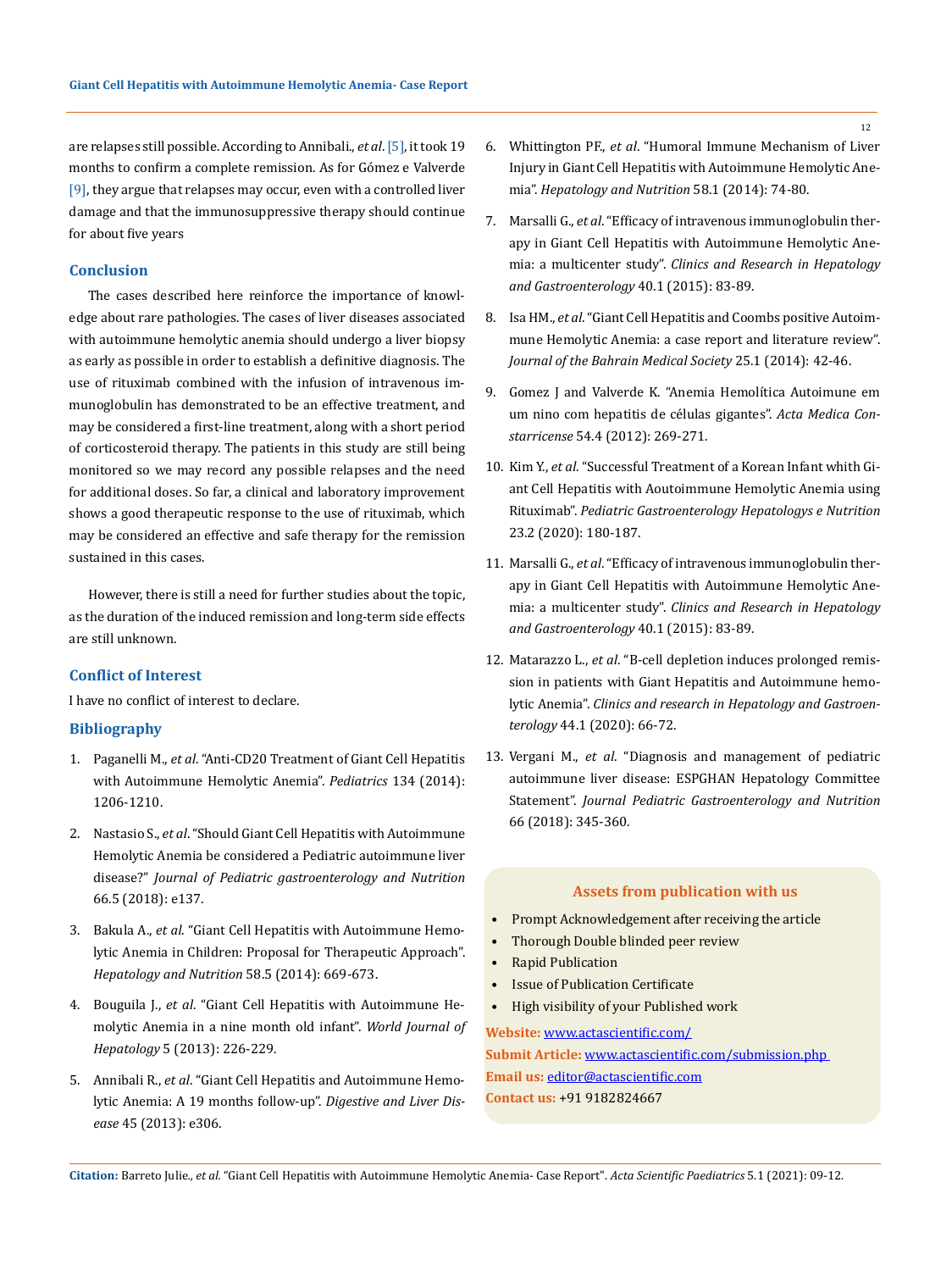are relapses still possible. According to Annibali., *et al*. [5], it took 19 months to confirm a complete remission. As for Gómez e Valverde [9], they argue that relapses may occur, even with a controlled liver damage and that the immunosuppressive therapy should continue for about five years

## Conclusion

The cases described here reinforce the importance of knowledge about rare pathologies. The cases of liver diseases associated with autoimmune hemolytic anemia should undergo a liver biopsy as early as possible in order to establish a definitive diagnosis. The use of rituximab combined with the infusion of intravenous immunoglobulin has demonstrated to be an effective treatment, and may be considered a first-line treatment, along with a short period of corticosteroid therapy. The patients in this study are still being monitored so we may record any possible relapses and the need for additional doses. So far, a clinical and laboratory improvement shows a good therapeutic response to the use of rituximab, which may be considered an effective and safe therapy for the remission sustained in this cases.

However, there is still a need for further studies about the topic, as the duration of the induced remission and long-term side effects are still unknown.

## Conflict of Interest

I have no conflict of interest to declare.

## Bibliography

1. Paganelli M., *et al*. "Anti-CD20 Treatment of Giant Cell Hepatitis with Autoimmune Hemolytic Anemia". *Pediatrics* 134 (2014): 1206-1210.
2. Nastasio S., *et al*. "Should Giant Cell Hepatitis with Autoimmune Hemolytic Anemia be considered a Pediatric autoimmune liver disease?" *Journal of Pediatric gastroenterology and Nutrition* 66.5 (2018): e137.
3. Bakula A., *et al*. "Giant Cell Hepatitis with Autoimmune Hemolytic Anemia in Children: Proposal for Therapeutic Approach". *Hepatology and Nutrition* 58.5 (2014): 669-673.
4. Bouguila J., *et al*. "Giant Cell Hepatitis with Autoimmune Hemolytic Anemia in a nine month old infant". *World Journal of Hepatology* 5 (2013): 226-229.
5. Annibali R., *et al*. "Giant Cell Hepatitis and Autoimmune Hemolytic Anemia: A 19 months follow-up". *Digestive and Liver Disease* 45 (2013): e306.
6. Whittington PF., *et al*. "Humoral Immune Mechanism of Liver Injury in Giant Cell Hepatitis with Autoimmune Hemolytic Anemia". *Hepatology and Nutrition* 58.1 (2014): 74-80.
7. Marsalli G., *et al*. "Efficacy of intravenous immunoglobulin therapy in Giant Cell Hepatitis with Autoimmune Hemolytic Anemia: a multicenter study". *Clinics and Research in Hepatology and Gastroenterology* 40.1 (2015): 83-89.
8. Isa HM., *et al*. "Giant Cell Hepatitis and Coombs positive Autoimmune Hemolytic Anemia: a case report and literature review". *Journal of the Bahrain Medical Society* 25.1 (2014): 42-46.
9. Gomez J and Valverde K. "Anemia Hemolítica Autoimune em um nino com hepatitis de células gigantes". *Acta Medica Constarricense* 54.4 (2012): 269-271.
10. Kim Y., *et al*. "Successful Treatment of a Korean Infant whith Giant Cell Hepatitis with Aoutoimmune Hemolytic Anemia using Rituximab". *Pediatric Gastroenterology Hepatologys e Nutrition* 23.2 (2020): 180-187.
11. Marsalli G., *et al*. "Efficacy of intravenous immunoglobulin therapy in Giant Cell Hepatitis with Autoimmune Hemolytic Anemia: a multicenter study". *Clinics and Research in Hepatology and Gastroenterology* 40.1 (2015): 83-89.
12. Matarazzo L., *et al*. "B-cell depletion induces prolonged remission in patients with Giant Hepatitis and Autoimmune hemolytic Anemia". *Clinics and research in Hepatology and Gastroenterology* 44.1 (2020): 66-72.
13. Vergani M., *et al*. "Diagnosis and management of pediatric autoimmune liver disease: ESPGHAN Hepatology Committee Statement". *Journal Pediatric Gastroenterology and Nutrition* 66 (2018): 345-360.

### Assets from publication with us

- Prompt Acknowledgement after receiving the article
- Thorough Double blinded peer review
- Rapid Publication
- Issue of Publication Certificate
- High visibility of your Published work

**Website:** www.actascientific.com/
**Submit Article:** www.actascientific.com/submission.php
**Email us:** editor@actascientific.com
**Contact us:** +91 9182824667